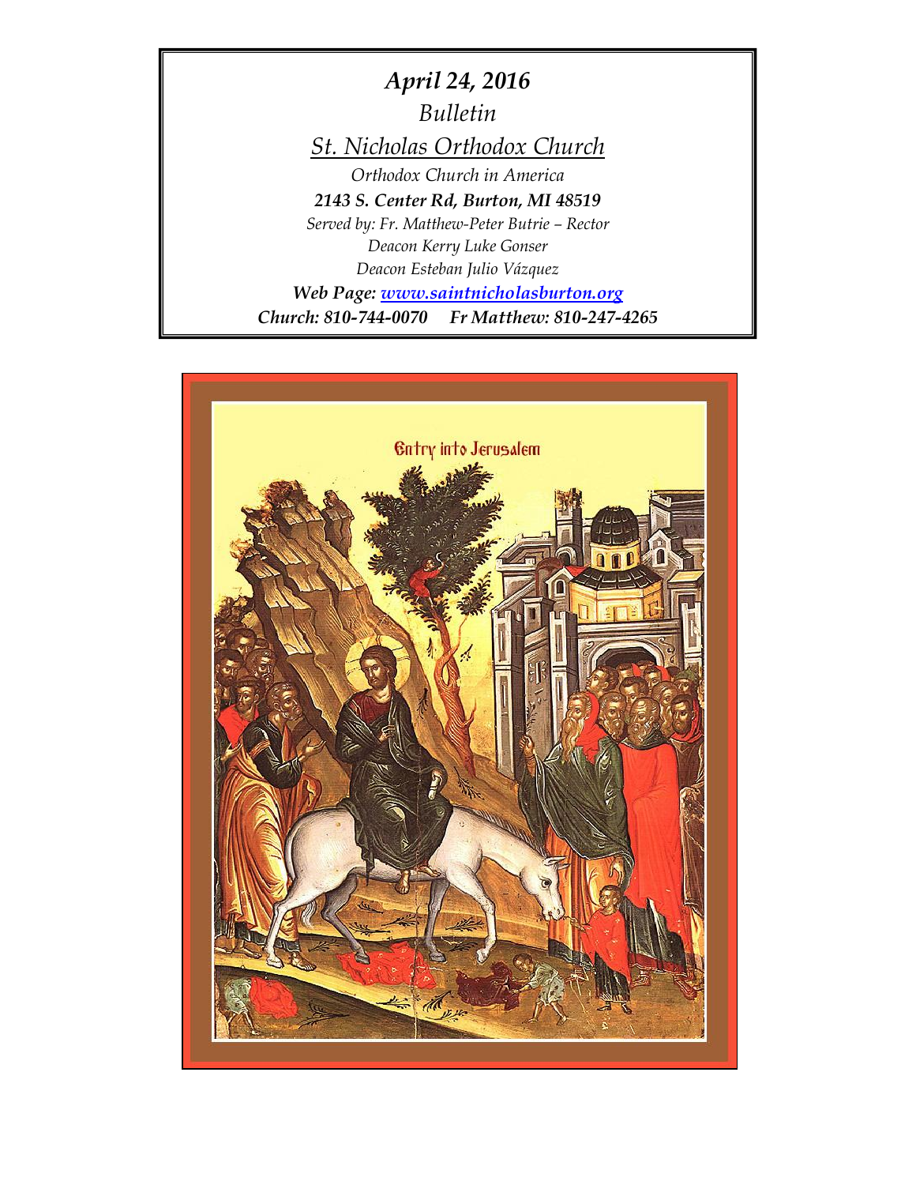# *April 24, 2016*

*Bulletin*

*St. Nicholas Orthodox Church*

*Orthodox Church in America*

***2143 S. Center Rd, Burton, MI 48519***

*Served by: Fr. Matthew-Peter Butrie – Rector*

*Deacon Kerry Luke Gonser*

*Deacon Esteban Julio Vázquez*

***Web Page: [www.saintnicholasburton.org](http://www.saintnicholasburton.org)***

***Church: 810-744-0070 Fr Matthew: 810-247-4265***

Entry into Jerusalem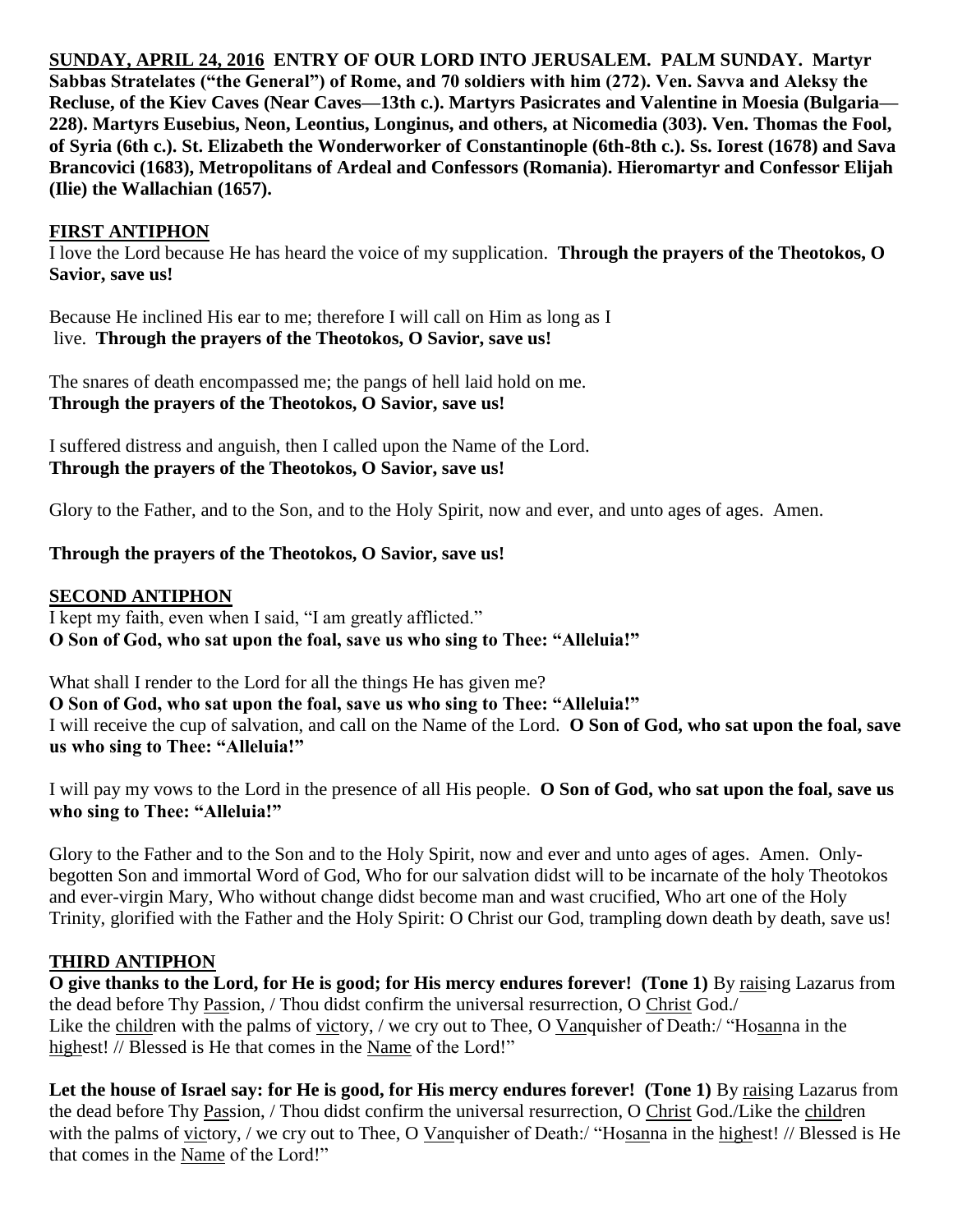**SUNDAY, APRIL 24, 2016 ENTRY OF OUR LORD INTO JERUSALEM. PALM SUNDAY. Martyr Sabbas Stratelates ("the General") of Rome, and 70 soldiers with him (272). Ven. Savva and Aleksy the Recluse, of the Kiev Caves (Near Caves—13th c.). Martyrs Pasicrates and Valentine in Moesia (Bulgaria—228). Martyrs Eusebius, Neon, Leontius, Longinus, and others, at Nicomedia (303). Ven. Thomas the Fool, of Syria (6th c.). St. Elizabeth the Wonderworker of Constantinople (6th-8th c.). Ss. Iorest (1678) and Sava Brancovici (1683), Metropolitans of Ardeal and Confessors (Romania). Hieromartyr and Confessor Elijah (Ilie) the Wallachian (1657).**

## FIRST ANTIPHON

I love the Lord because He has heard the voice of my supplication. **Through the prayers of the Theotokos, O Savior, save us!**

Because He inclined His ear to me; therefore I will call on Him as long as I live. **Through the prayers of the Theotokos, O Savior, save us!**

The snares of death encompassed me; the pangs of hell laid hold on me. **Through the prayers of the Theotokos, O Savior, save us!**

I suffered distress and anguish, then I called upon the Name of the Lord. **Through the prayers of the Theotokos, O Savior, save us!**

Glory to the Father, and to the Son, and to the Holy Spirit, now and ever, and unto ages of ages. Amen.

**Through the prayers of the Theotokos, O Savior, save us!**

## SECOND ANTIPHON

I kept my faith, even when I said, "I am greatly afflicted." **O Son of God, who sat upon the foal, save us who sing to Thee: "Alleluia!"**

What shall I render to the Lord for all the things He has given me? **O Son of God, who sat upon the foal, save us who sing to Thee: "Alleluia!"**

I will receive the cup of salvation, and call on the Name of the Lord. **O Son of God, who sat upon the foal, save us who sing to Thee: "Alleluia!"**

I will pay my vows to the Lord in the presence of all His people. **O Son of God, who sat upon the foal, save us who sing to Thee: "Alleluia!"**

Glory to the Father and to the Son and to the Holy Spirit, now and ever and unto ages of ages. Amen. Only-begotten Son and immortal Word of God, Who for our salvation didst will to be incarnate of the holy Theotokos and ever-virgin Mary, Who without change didst become man and wast crucified, Who art one of the Holy Trinity, glorified with the Father and the Holy Spirit: O Christ our God, trampling down death by death, save us!

## THIRD ANTIPHON

**O give thanks to the Lord, for He is good; for His mercy endures forever! (Tone 1)** By raising Lazarus from the dead before Thy Passion, / Thou didst confirm the universal resurrection, O Christ God./ Like the children with the palms of victory, / we cry out to Thee, O Vanquisher of Death:/ "Hosanna in the highest! // Blessed is He that comes in the Name of the Lord!"

**Let the house of Israel say: for He is good, for His mercy endures forever! (Tone 1)** By raising Lazarus from the dead before Thy Passion, / Thou didst confirm the universal resurrection, O Christ God./Like the children with the palms of victory, / we cry out to Thee, O Vanquisher of Death:/ "Hosanna in the highest! // Blessed is He that comes in the Name of the Lord!"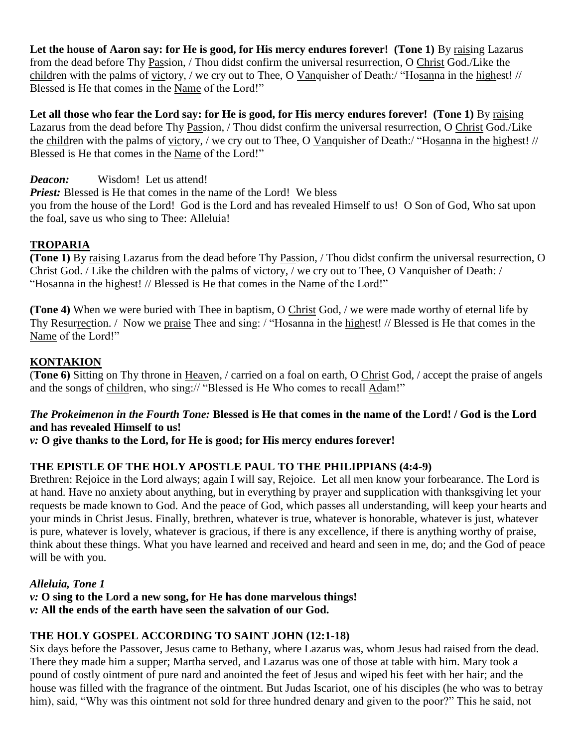**Let the house of Aaron say: for He is good, for His mercy endures forever! (Tone 1)** By raising Lazarus from the dead before Thy Passion, / Thou didst confirm the universal resurrection, O Christ God./Like the children with the palms of victory, / we cry out to Thee, O Vanquisher of Death:/ "Hosanna in the highest! // Blessed is He that comes in the Name of the Lord!"

**Let all those who fear the Lord say: for He is good, for His mercy endures forever! (Tone 1)** By raising Lazarus from the dead before Thy Passion, / Thou didst confirm the universal resurrection, O Christ God./Like the children with the palms of victory, / we cry out to Thee, O Vanquisher of Death:/ "Hosanna in the highest! // Blessed is He that comes in the Name of the Lord!"

***Deacon:*** Wisdom! Let us attend!

***Priest:*** Blessed is He that comes in the name of the Lord! We bless you from the house of the Lord! God is the Lord and has revealed Himself to us! O Son of God, Who sat upon the foal, save us who sing to Thee: Alleluia!

## TROPARIA

**(Tone 1)** By raising Lazarus from the dead before Thy Passion, / Thou didst confirm the universal resurrection, O Christ God. / Like the children with the palms of victory, / we cry out to Thee, O Vanquisher of Death: / "Hosanna in the highest! // Blessed is He that comes in the Name of the Lord!"

**(Tone 4)** When we were buried with Thee in baptism, O Christ God, / we were made worthy of eternal life by Thy Resurrection. / Now we praise Thee and sing: / "Hosanna in the highest! // Blessed is He that comes in the Name of the Lord!"

## KONTAKION

(**Tone 6)** Sitting on Thy throne in Heaven, / carried on a foal on earth, O Christ God, / accept the praise of angels and the songs of children, who sing:// "Blessed is He Who comes to recall Adam!"

***The Prokeimenon in the Fourth Tone:*** **Blessed is He that comes in the name of the Lord! / God is the Lord and has revealed Himself to us!**

***v:*** **O give thanks to the Lord, for He is good; for His mercy endures forever!**

## THE EPISTLE OF THE HOLY APOSTLE PAUL TO THE PHILIPPIANS (4:4-9)

Brethren: Rejoice in the Lord always; again I will say, Rejoice. Let all men know your forbearance. The Lord is at hand. Have no anxiety about anything, but in everything by prayer and supplication with thanksgiving let your requests be made known to God. And the peace of God, which passes all understanding, will keep your hearts and your minds in Christ Jesus. Finally, brethren, whatever is true, whatever is honorable, whatever is just, whatever is pure, whatever is lovely, whatever is gracious, if there is any excellence, if there is anything worthy of praise, think about these things. What you have learned and received and heard and seen in me, do; and the God of peace will be with you.

***Alleluia, Tone 1***

***v:*** **O sing to the Lord a new song, for He has done marvelous things!**

***v:*** **All the ends of the earth have seen the salvation of our God.**

## THE HOLY GOSPEL ACCORDING TO SAINT JOHN (12:1-18)

Six days before the Passover, Jesus came to Bethany, where Lazarus was, whom Jesus had raised from the dead. There they made him a supper; Martha served, and Lazarus was one of those at table with him. Mary took a pound of costly ointment of pure nard and anointed the feet of Jesus and wiped his feet with her hair; and the house was filled with the fragrance of the ointment. But Judas Iscariot, one of his disciples (he who was to betray him), said, "Why was this ointment not sold for three hundred denary and given to the poor?" This he said, not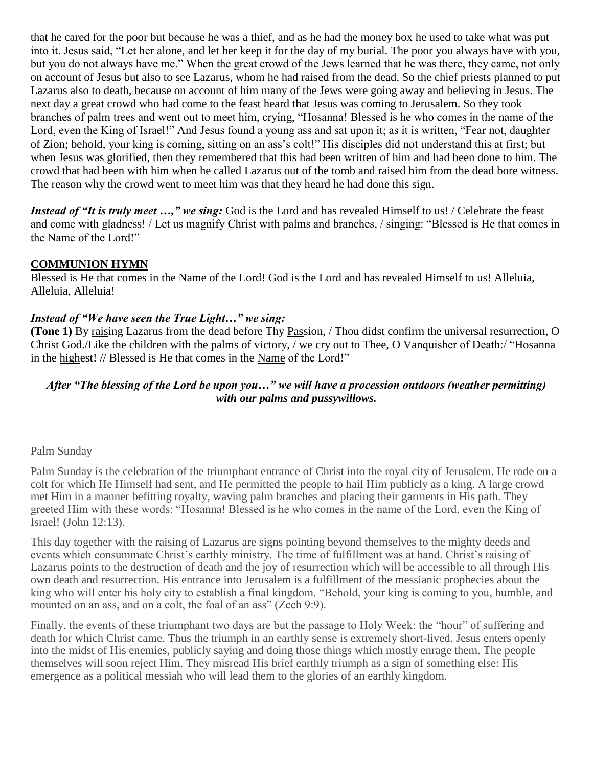that he cared for the poor but because he was a thief, and as he had the money box he used to take what was put into it. Jesus said, "Let her alone, and let her keep it for the day of my burial. The poor you always have with you, but you do not always have me." When the great crowd of the Jews learned that he was there, they came, not only on account of Jesus but also to see Lazarus, whom he had raised from the dead. So the chief priests planned to put Lazarus also to death, because on account of him many of the Jews were going away and believing in Jesus. The next day a great crowd who had come to the feast heard that Jesus was coming to Jerusalem. So they took branches of palm trees and went out to meet him, crying, "Hosanna! Blessed is he who comes in the name of the Lord, even the King of Israel!" And Jesus found a young ass and sat upon it; as it is written, "Fear not, daughter of Zion; behold, your king is coming, sitting on an ass's colt!" His disciples did not understand this at first; but when Jesus was glorified, then they remembered that this had been written of him and had been done to him. The crowd that had been with him when he called Lazarus out of the tomb and raised him from the dead bore witness. The reason why the crowd went to meet him was that they heard he had done this sign.

***Instead of "It is truly meet …," we sing:*** God is the Lord and has revealed Himself to us! / Celebrate the feast and come with gladness! / Let us magnify Christ with palms and branches, / singing: "Blessed is He that comes in the Name of the Lord!"

**COMMUNION HYMN**

Blessed is He that comes in the Name of the Lord! God is the Lord and has revealed Himself to us! Alleluia, Alleluia, Alleluia!

***Instead of "We have seen the True Light…" we sing:***

**(Tone 1)** By raising Lazarus from the dead before Thy Passion, / Thou didst confirm the universal resurrection, O Christ God./Like the children with the palms of victory, / we cry out to Thee, O Vanquisher of Death:/ "Hosanna in the highest! // Blessed is He that comes in the Name of the Lord!"

***After "The blessing of the Lord be upon you…" we will have a procession outdoors (weather permitting) with our palms and pussywillows.***

Palm Sunday

Palm Sunday is the celebration of the triumphant entrance of Christ into the royal city of Jerusalem. He rode on a colt for which He Himself had sent, and He permitted the people to hail Him publicly as a king. A large crowd met Him in a manner befitting royalty, waving palm branches and placing their garments in His path. They greeted Him with these words: "Hosanna! Blessed is he who comes in the name of the Lord, even the King of Israel! (John 12:13).

This day together with the raising of Lazarus are signs pointing beyond themselves to the mighty deeds and events which consummate Christ's earthly ministry. The time of fulfillment was at hand. Christ's raising of Lazarus points to the destruction of death and the joy of resurrection which will be accessible to all through His own death and resurrection. His entrance into Jerusalem is a fulfillment of the messianic prophecies about the king who will enter his holy city to establish a final kingdom. "Behold, your king is coming to you, humble, and mounted on an ass, and on a colt, the foal of an ass" (Zech 9:9).

Finally, the events of these triumphant two days are but the passage to Holy Week: the "hour" of suffering and death for which Christ came. Thus the triumph in an earthly sense is extremely short-lived. Jesus enters openly into the midst of His enemies, publicly saying and doing those things which mostly enrage them. The people themselves will soon reject Him. They misread His brief earthly triumph as a sign of something else: His emergence as a political messiah who will lead them to the glories of an earthly kingdom.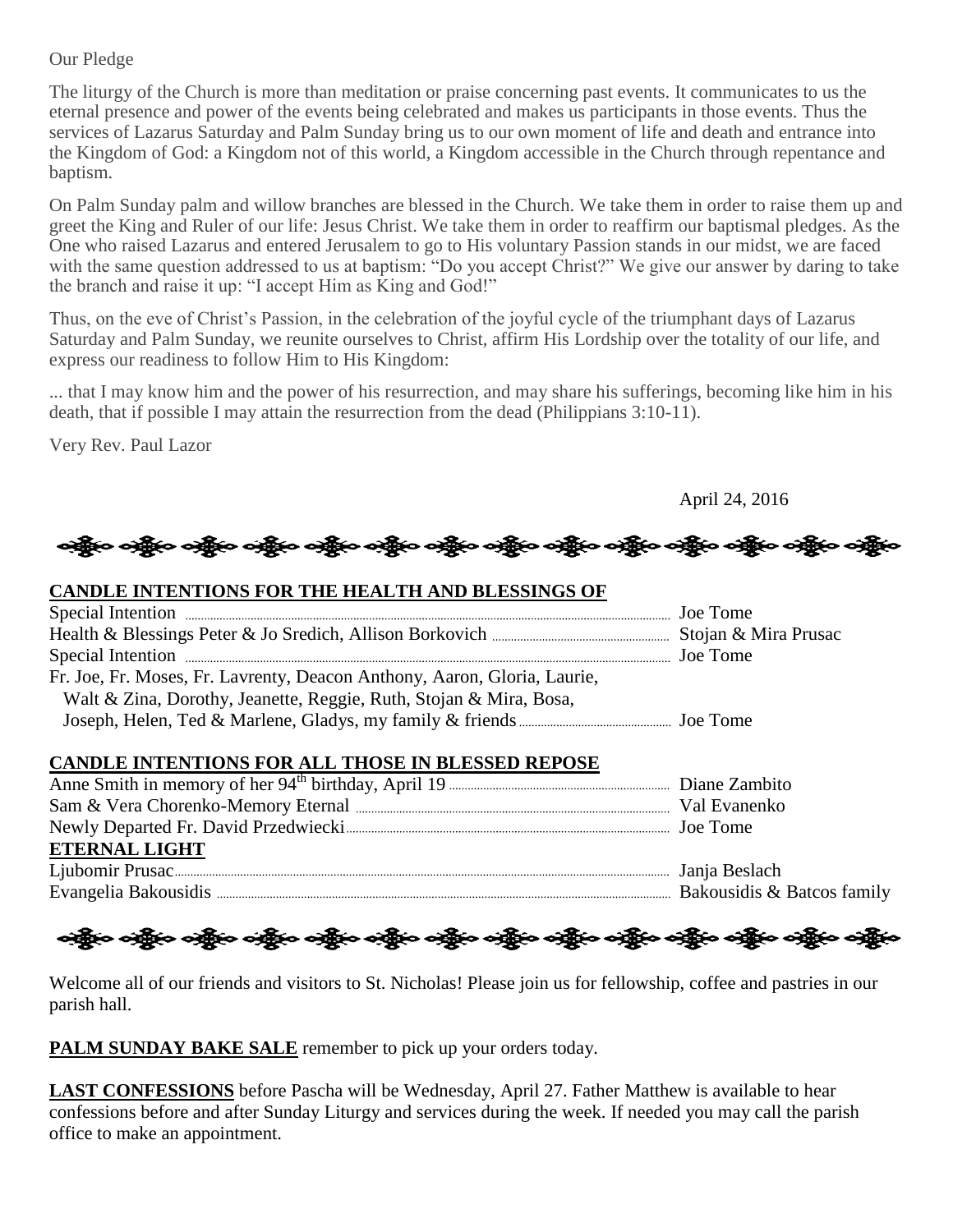Our Pledge

The liturgy of the Church is more than meditation or praise concerning past events. It communicates to us the eternal presence and power of the events being celebrated and makes us participants in those events. Thus the services of Lazarus Saturday and Palm Sunday bring us to our own moment of life and death and entrance into the Kingdom of God: a Kingdom not of this world, a Kingdom accessible in the Church through repentance and baptism.

On Palm Sunday palm and willow branches are blessed in the Church. We take them in order to raise them up and greet the King and Ruler of our life: Jesus Christ. We take them in order to reaffirm our baptismal pledges. As the One who raised Lazarus and entered Jerusalem to go to His voluntary Passion stands in our midst, we are faced with the same question addressed to us at baptism: "Do you accept Christ?" We give our answer by daring to take the branch and raise it up: "I accept Him as King and God!"

Thus, on the eve of Christ's Passion, in the celebration of the joyful cycle of the triumphant days of Lazarus Saturday and Palm Sunday, we reunite ourselves to Christ, affirm His Lordship over the totality of our life, and express our readiness to follow Him to His Kingdom:

... that I may know him and the power of his resurrection, and may share his sufferings, becoming like him in his death, that if possible I may attain the resurrection from the dead (Philippians 3:10-11).

Very Rev. Paul Lazor

April 24, 2016

**CANDLE INTENTIONS FOR THE HEALTH AND BLESSINGS OF**

| | |
|---|---|
| Special Intention | Joe Tome |
| Health & Blessings Peter & Jo Sredich, Allison Borkovich | Stojan & Mira Prusac |
| Special Intention | Joe Tome |
| Fr. Joe, Fr. Moses, Fr. Lavrenty, Deacon Anthony, Aaron, Gloria, Laurie, Walt & Zina, Dorothy, Jeanette, Reggie, Ruth, Stojan & Mira, Bosa, Joseph, Helen, Ted & Marlene, Gladys, my family & friends | Joe Tome |

**CANDLE INTENTIONS FOR ALL THOSE IN BLESSED REPOSE**

| | |
|---|---|
| Anne Smith in memory of her 94th birthday, April 19 | Diane Zambito |
| Sam & Vera Chorenko-Memory Eternal | Val Evanenko |
| Newly Departed Fr. David Przedwiecki | Joe Tome |

**ETERNAL LIGHT**

| | |
|---|---|
| Ljubomir Prusac | Janja Beslach |
| Evangelia Bakousidis | Bakousidis & Batcos family |

Welcome all of our friends and visitors to St. Nicholas! Please join us for fellowship, coffee and pastries in our parish hall.

**PALM SUNDAY BAKE SALE** remember to pick up your orders today.

**LAST CONFESSIONS** before Pascha will be Wednesday, April 27. Father Matthew is available to hear confessions before and after Sunday Liturgy and services during the week. If needed you may call the parish office to make an appointment.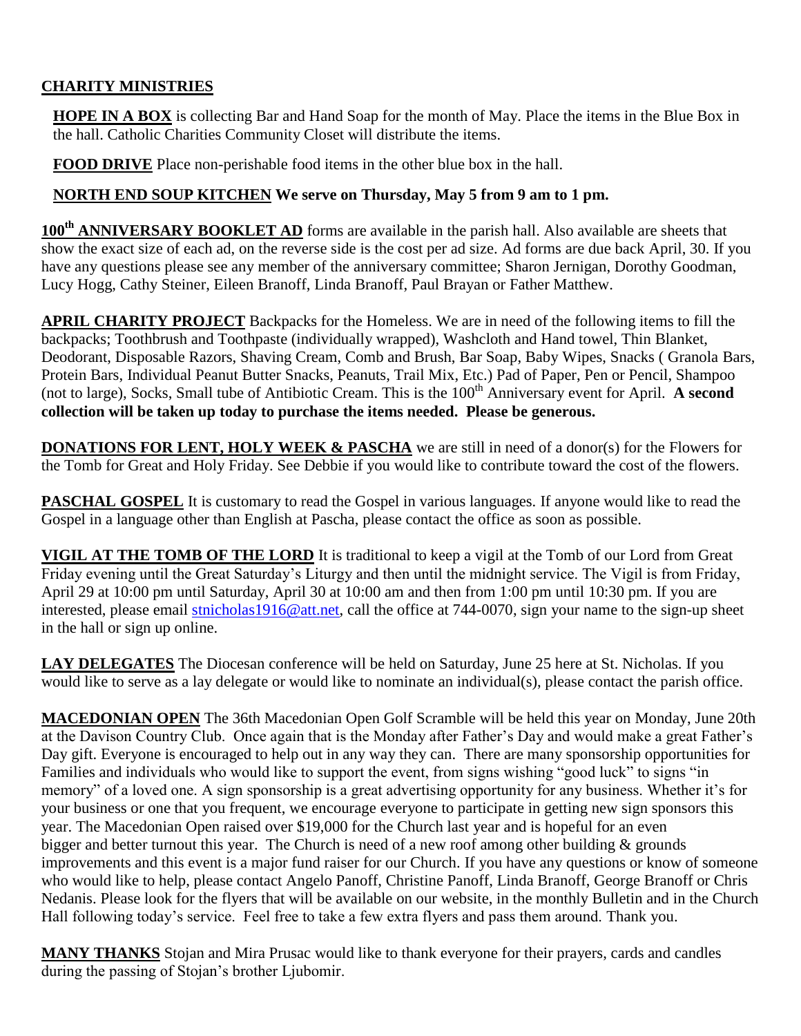## CHARITY MINISTRIES

**HOPE IN A BOX** is collecting Bar and Hand Soap for the month of May. Place the items in the Blue Box in the hall. Catholic Charities Community Closet will distribute the items.

**FOOD DRIVE** Place non-perishable food items in the other blue box in the hall.

**NORTH END SOUP KITCHEN We serve on Thursday, May 5 from 9 am to 1 pm.**

**100th ANNIVERSARY BOOKLET AD** forms are available in the parish hall. Also available are sheets that show the exact size of each ad, on the reverse side is the cost per ad size. Ad forms are due back April, 30. If you have any questions please see any member of the anniversary committee; Sharon Jernigan, Dorothy Goodman, Lucy Hogg, Cathy Steiner, Eileen Branoff, Linda Branoff, Paul Brayan or Father Matthew.

**APRIL CHARITY PROJECT** Backpacks for the Homeless. We are in need of the following items to fill the backpacks; Toothbrush and Toothpaste (individually wrapped), Washcloth and Hand towel, Thin Blanket, Deodorant, Disposable Razors, Shaving Cream, Comb and Brush, Bar Soap, Baby Wipes, Snacks ( Granola Bars, Protein Bars, Individual Peanut Butter Snacks, Peanuts, Trail Mix, Etc.) Pad of Paper, Pen or Pencil, Shampoo (not to large), Socks, Small tube of Antibiotic Cream. This is the 100th Anniversary event for April. **A second collection will be taken up today to purchase the items needed. Please be generous.**

**DONATIONS FOR LENT, HOLY WEEK & PASCHA** we are still in need of a donor(s) for the Flowers for the Tomb for Great and Holy Friday. See Debbie if you would like to contribute toward the cost of the flowers.

**PASCHAL GOSPEL** It is customary to read the Gospel in various languages. If anyone would like to read the Gospel in a language other than English at Pascha, please contact the office as soon as possible.

**VIGIL AT THE TOMB OF THE LORD** It is traditional to keep a vigil at the Tomb of our Lord from Great Friday evening until the Great Saturday's Liturgy and then until the midnight service. The Vigil is from Friday, April 29 at 10:00 pm until Saturday, April 30 at 10:00 am and then from 1:00 pm until 10:30 pm. If you are interested, please email stnicholas1916@att.net, call the office at 744-0070, sign your name to the sign-up sheet in the hall or sign up online.

**LAY DELEGATES** The Diocesan conference will be held on Saturday, June 25 here at St. Nicholas. If you would like to serve as a lay delegate or would like to nominate an individual(s), please contact the parish office.

**MACEDONIAN OPEN** The 36th Macedonian Open Golf Scramble will be held this year on Monday, June 20th at the Davison Country Club. Once again that is the Monday after Father's Day and would make a great Father's Day gift. Everyone is encouraged to help out in any way they can. There are many sponsorship opportunities for Families and individuals who would like to support the event, from signs wishing "good luck" to signs "in memory" of a loved one. A sign sponsorship is a great advertising opportunity for any business. Whether it's for your business or one that you frequent, we encourage everyone to participate in getting new sign sponsors this year. The Macedonian Open raised over $19,000 for the Church last year and is hopeful for an even bigger and better turnout this year. The Church is need of a new roof among other building & grounds improvements and this event is a major fund raiser for our Church. If you have any questions or know of someone who would like to help, please contact Angelo Panoff, Christine Panoff, Linda Branoff, George Branoff or Chris Nedanis. Please look for the flyers that will be available on our website, in the monthly Bulletin and in the Church Hall following today's service. Feel free to take a few extra flyers and pass them around. Thank you.

**MANY THANKS** Stojan and Mira Prusac would like to thank everyone for their prayers, cards and candles during the passing of Stojan's brother Ljubomir.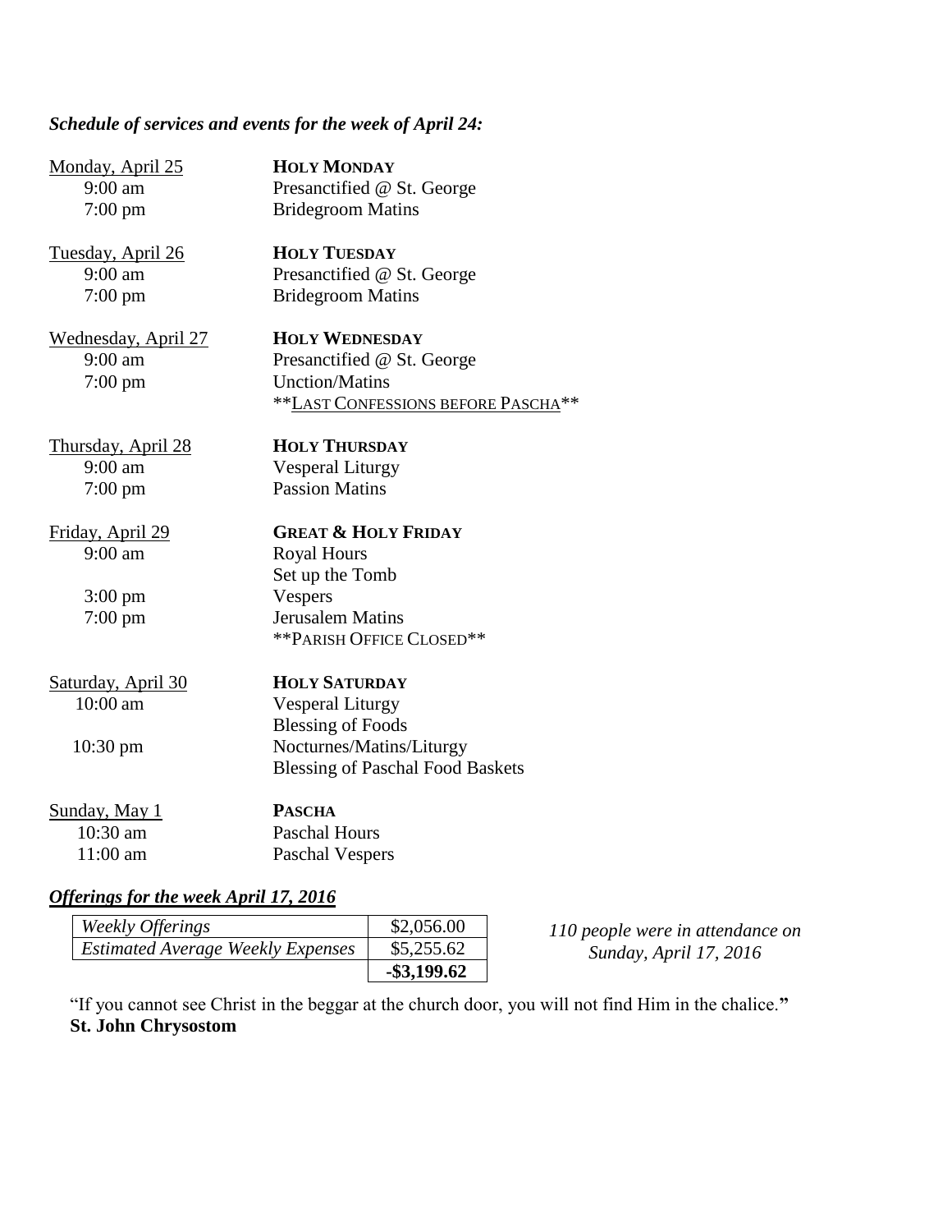***Schedule of services and events for the week of April 24:***

Monday, April 25 — **HOLY MONDAY**
- 9:00 am — Presanctified @ St. George
- 7:00 pm — Bridegroom Matins

Tuesday, April 26 — **HOLY TUESDAY**
- 9:00 am — Presanctified @ St. George
- 7:00 pm — Bridegroom Matins

Wednesday, April 27 — **HOLY WEDNESDAY**
- 9:00 am — Presanctified @ St. George
- 7:00 pm — Unction/Matins

\*\*LAST CONFESSIONS BEFORE PASCHA\*\*

Thursday, April 28 — **HOLY THURSDAY**
- 9:00 am — Vesperal Liturgy
- 7:00 pm — Passion Matins

Friday, April 29 — **GREAT & HOLY FRIDAY**
- 9:00 am — Royal Hours; Set up the Tomb
- 3:00 pm — Vespers
- 7:00 pm — Jerusalem Matins

\*\*PARISH OFFICE CLOSED\*\*

Saturday, April 30 — **HOLY SATURDAY**
- 10:00 am — Vesperal Liturgy; Blessing of Foods
- 10:30 pm — Nocturnes/Matins/Liturgy; Blessing of Paschal Food Baskets

Sunday, May 1 — **PASCHA**
- 10:30 am — Paschal Hours
- 11:00 am — Paschal Vespers

***Offerings for the week April 17, 2016***

| | |
|---|---|
| *Weekly Offerings* | $2,056.00 |
| *Estimated Average Weekly Expenses* | $5,255.62 |
| | **-$3,199.62** |

*110 people were in attendance on Sunday, April 17, 2016*

"If you cannot see Christ in the beggar at the church door, you will not find Him in the chalice."
**St. John Chrysostom**